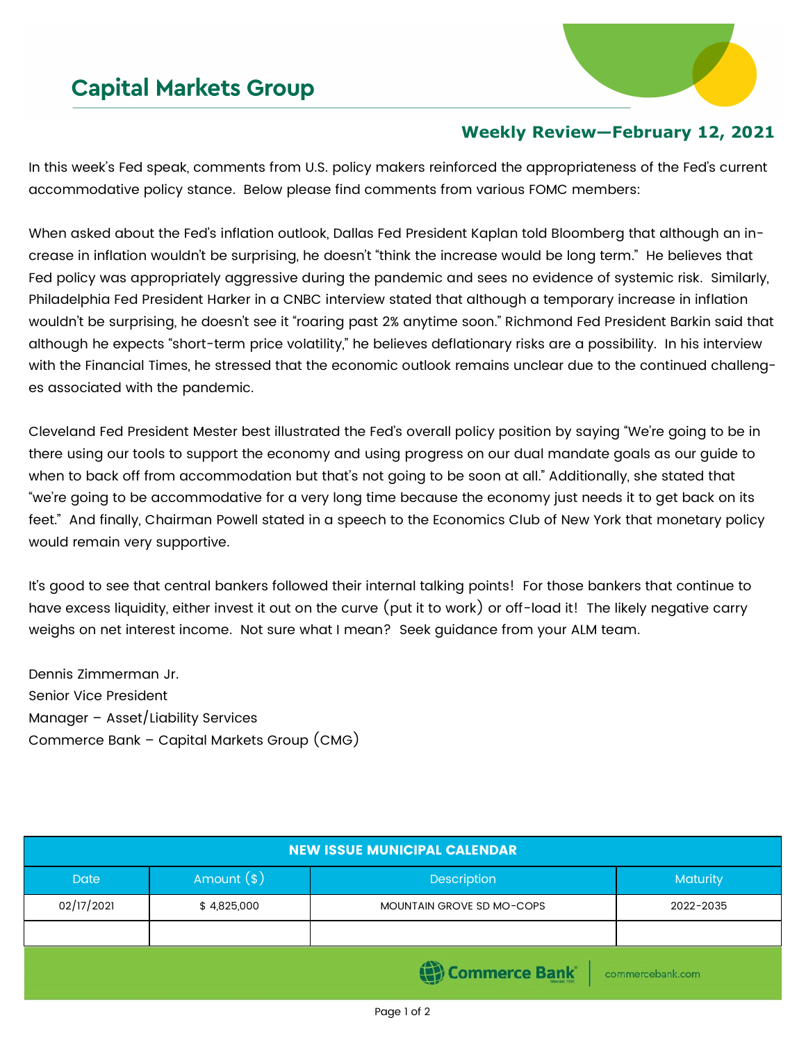# Capital Markets Group

## Weekly Review—February 12, 2021

In this week's Fed speak, comments from U.S. policy makers reinforced the appropriateness of the Fed's current accommodative policy stance. Below please find comments from various FOMC members:

When asked about the Fed's inflation outlook, Dallas Fed President Kaplan told Bloomberg that although an increase in inflation wouldn't be surprising, he doesn't "think the increase would be long term." He believes that Fed policy was appropriately aggressive during the pandemic and sees no evidence of systemic risk. Similarly, Philadelphia Fed President Harker in a CNBC interview stated that although a temporary increase in inflation wouldn't be surprising, he doesn't see it "roaring past 2% anytime soon." Richmond Fed President Barkin said that although he expects "short-term price volatility," he believes deflationary risks are a possibility. In his interview with the Financial Times, he stressed that the economic outlook remains unclear due to the continued challenges associated with the pandemic.

Cleveland Fed President Mester best illustrated the Fed's overall policy position by saying "We're going to be in there using our tools to support the economy and using progress on our dual mandate goals as our guide to when to back off from accommodation but that's not going to be soon at all." Additionally, she stated that "we're going to be accommodative for a very long time because the economy just needs it to get back on its feet." And finally, Chairman Powell stated in a speech to the Economics Club of New York that monetary policy would remain very supportive.

It's good to see that central bankers followed their internal talking points! For those bankers that continue to have excess liquidity, either invest it out on the curve (put it to work) or off-load it! The likely negative carry weighs on net interest income. Not sure what I mean? Seek guidance from your ALM team.

Dennis Zimmerman Jr.
Senior Vice President
Manager – Asset/Liability Services
Commerce Bank – Capital Markets Group (CMG)

| NEW ISSUE MUNICIPAL CALENDAR | | | |
|---|---|---|---|
| Date | Amount ($) | Description | Maturity |
| 02/17/2021 | $ 4,825,000 | MOUNTAIN GROVE SD MO-COPS | 2022-2035 |
| | | | |

Commerce Bank | commercebank.com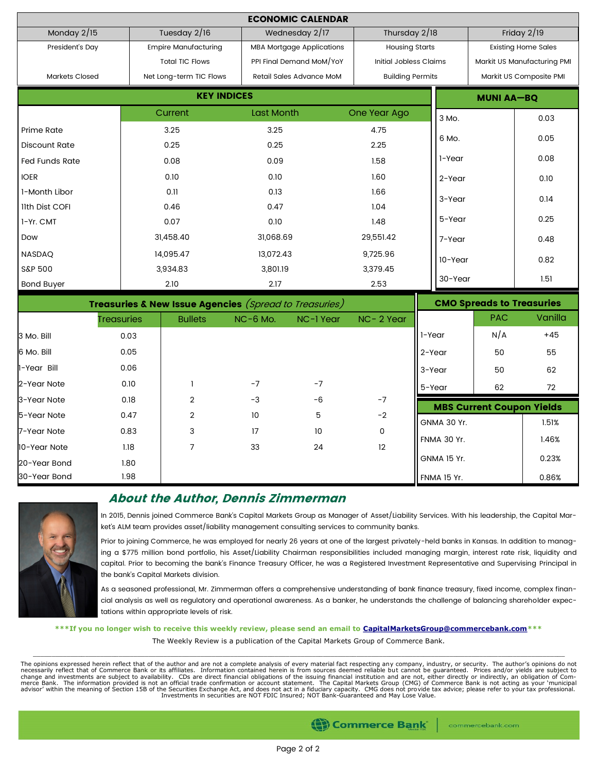## ECONOMIC CALENDAR

| Monday 2/15 | Tuesday 2/16 | Wednesday 2/17 | Thursday 2/18 | Friday 2/19 |
|---|---|---|---|---|
| President's Day | Empire Manufacturing | MBA Mortgage Applications | Housing Starts | Existing Home Sales |
| | Total TIC Flows | PPI Final Demand MoM/YoY | Initial Jobless Claims | Markit US Manufacturing PMI |
| Markets Closed | Net Long-term TIC Flows | Retail Sales Advance MoM | Building Permits | Markit US Composite PMI |

## KEY INDICES

| | Current | Last Month | One Year Ago |
|---|---|---|---|
| Prime Rate | 3.25 | 3.25 | 4.75 |
| Discount Rate | 0.25 | 0.25 | 2.25 |
| Fed Funds Rate | 0.08 | 0.09 | 1.58 |
| IOER | 0.10 | 0.10 | 1.60 |
| 1-Month Libor | 0.11 | 0.13 | 1.66 |
| 11th Dist COFI | 0.46 | 0.47 | 1.04 |
| 1-Yr. CMT | 0.07 | 0.10 | 1.48 |
| Dow | 31,458.40 | 31,068.69 | 29,551.42 |
| NASDAQ | 14,095.47 | 13,072.43 | 9,725.96 |
| S&P 500 | 3,934.83 | 3,801.19 | 3,379.45 |
| Bond Buyer | 2.10 | 2.17 | 2.53 |

## MUNI AA—BQ

| | |
|---|---|
| 3 Mo. | 0.03 |
| 6 Mo. | 0.05 |
| 1-Year | 0.08 |
| 2-Year | 0.10 |
| 3-Year | 0.14 |
| 5-Year | 0.25 |
| 7-Year | 0.48 |
| 10-Year | 0.82 |
| 30-Year | 1.51 |

## Treasuries & New Issue Agencies *(Spread to Treasuries)*

| | Treasuries | Bullets | NC-6 Mo. | NC-1 Year | NC- 2 Year |
|---|---|---|---|---|---|
| 3 Mo. Bill | 0.03 | | | | |
| 6 Mo. Bill | 0.05 | | | | |
| 1-Year Bill | 0.06 | | | | |
| 2-Year Note | 0.10 | 1 | -7 | -7 | |
| 3-Year Note | 0.18 | 2 | -3 | -6 | -7 |
| 5-Year Note | 0.47 | 2 | 10 | 5 | -2 |
| 7-Year Note | 0.83 | 3 | 17 | 10 | 0 |
| 10-Year Note | 1.18 | 7 | 33 | 24 | 12 |
| 20-Year Bond | 1.80 | | | | |
| 30-Year Bond | 1.98 | | | | |

## CMO Spreads to Treasuries

| | PAC | Vanilla |
|---|---|---|
| 1-Year | N/A | +45 |
| 2-Year | 50 | 55 |
| 3-Year | 50 | 62 |
| 5-Year | 62 | 72 |

## MBS Current Coupon Yields

| | |
|---|---|
| GNMA 30 Yr. | 1.51% |
| FNMA 30 Yr. | 1.46% |
| GNMA 15 Yr. | 0.23% |
| FNMA 15 Yr. | 0.86% |

## *About the Author, Dennis Zimmerman*

In 2015, Dennis joined Commerce Bank's Capital Markets Group as Manager of Asset/Liability Services. With his leadership, the Capital Market's ALM team provides asset/liability management consulting services to community banks.

Prior to joining Commerce, he was employed for nearly 26 years at one of the largest privately-held banks in Kansas. In addition to managing a $775 million bond portfolio, his Asset/Liability Chairman responsibilities included managing margin, interest rate risk, liquidity and capital. Prior to becoming the bank's Finance Treasury Officer, he was a Registered Investment Representative and Supervising Principal in the bank's Capital Markets division.

As a seasoned professional, Mr. Zimmerman offers a comprehensive understanding of bank finance treasury, fixed income, complex financial analysis as well as regulatory and operational awareness. As a banker, he understands the challenge of balancing shareholder expectations within appropriate levels of risk.

**\*\*\*If you no longer wish to receive this weekly review, please send an email to [CapitalMarketsGroup@commercebank.com](mailto:CapitalMarketsGroup@commercebank.com)\*\*\***

The Weekly Review is a publication of the Capital Markets Group of Commerce Bank.

The opinions expressed herein reflect that of the author and are not a complete analysis of every material fact respecting any company, industry, or security. The author's opinions do not necessarily reflect that of Commerce Bank or its affiliates. Information contained herein is from sources deemed reliable but cannot be guaranteed. Prices and/or yields are subject to change and investments are subject to availability. CDs are direct financial obligations of the issuing financial institution and are not, either directly or indirectly, an obligation of Commerce Bank. The information provided is not an official trade confirmation or account statement. The Capital Markets Group (CMG) of Commerce Bank is not acting as your 'municipal advisor' within the meaning of Section 15B of the Securities Exchange Act, and does not act in a fiduciary capacity. CMG does not provide tax advice; please refer to your tax professional. Investments in securities are NOT FDIC Insured; NOT Bank-Guaranteed and May Lose Value.

Commerce Bank | commercebank.com